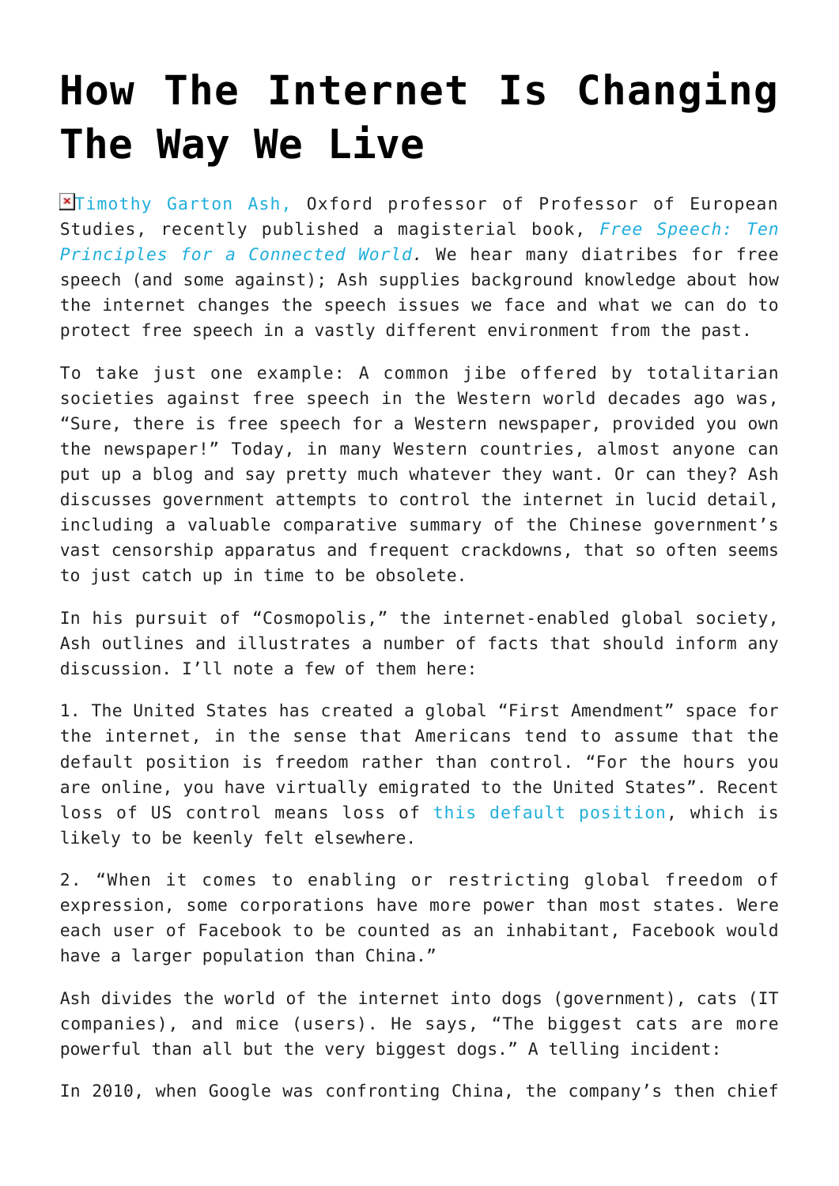# How The Internet Is Changing The Way We Live

Timothy Garton Ash, Oxford professor of Professor of European Studies, recently published a magisterial book, *Free Speech: Ten Principles for a Connected World.* We hear many diatribes for free speech (and some against); Ash supplies background knowledge about how the internet changes the speech issues we face and what we can do to protect free speech in a vastly different environment from the past.

To take just one example: A common jibe offered by totalitarian societies against free speech in the Western world decades ago was, "Sure, there is free speech for a Western newspaper, provided you own the newspaper!" Today, in many Western countries, almost anyone can put up a blog and say pretty much whatever they want. Or can they? Ash discusses government attempts to control the internet in lucid detail, including a valuable comparative summary of the Chinese government's vast censorship apparatus and frequent crackdowns, that so often seems to just catch up in time to be obsolete.

In his pursuit of "Cosmopolis," the internet-enabled global society, Ash outlines and illustrates a number of facts that should inform any discussion. I'll note a few of them here:

1. The United States has created a global "First Amendment" space for the internet, in the sense that Americans tend to assume that the default position is freedom rather than control. "For the hours you are online, you have virtually emigrated to the United States". Recent loss of US control means loss of this default position, which is likely to be keenly felt elsewhere.

2. "When it comes to enabling or restricting global freedom of expression, some corporations have more power than most states. Were each user of Facebook to be counted as an inhabitant, Facebook would have a larger population than China."

Ash divides the world of the internet into dogs (government), cats (IT companies), and mice (users). He says, "The biggest cats are more powerful than all but the very biggest dogs." A telling incident:

In 2010, when Google was confronting China, the company's then chief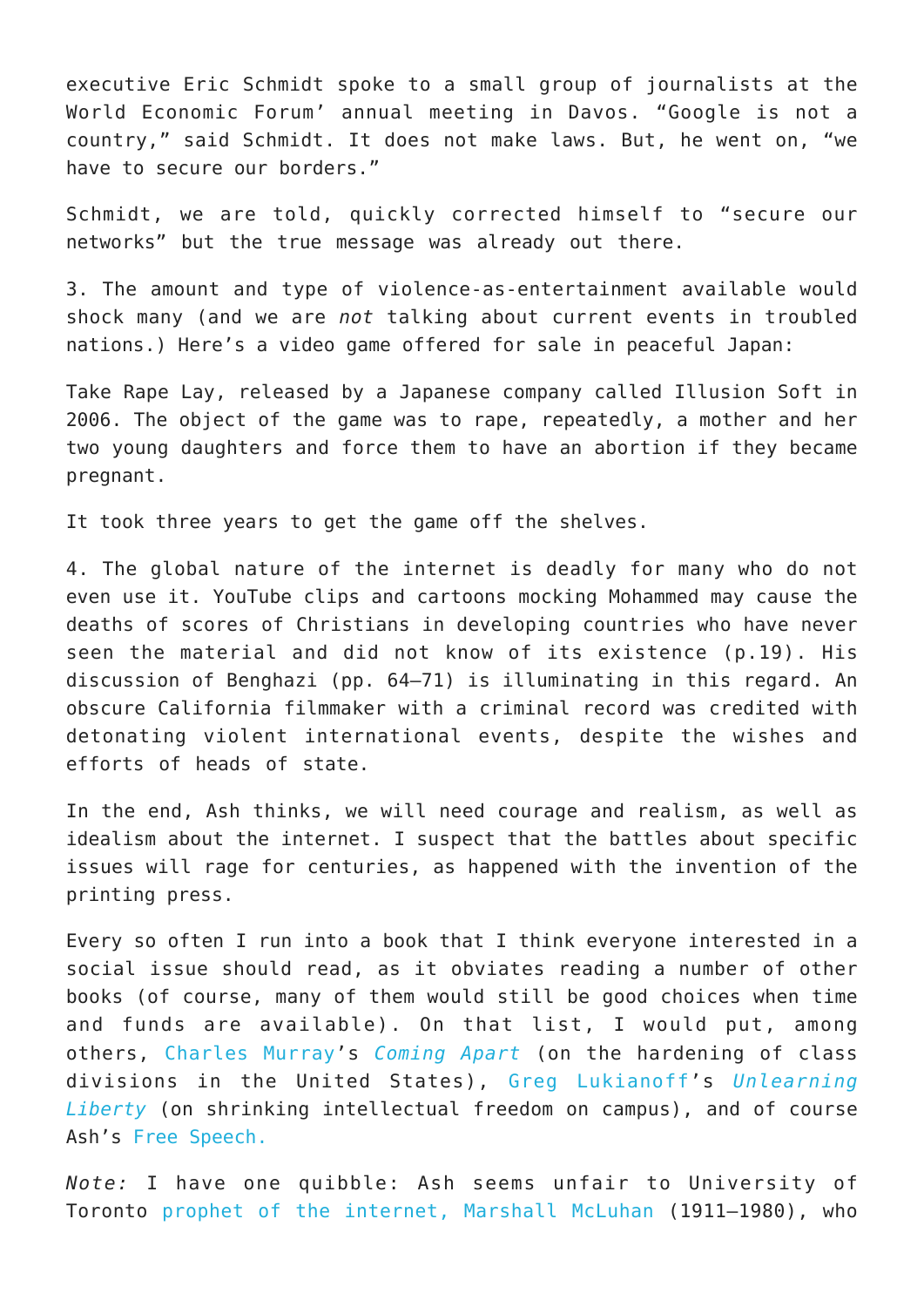executive Eric Schmidt spoke to a small group of journalists at the World Economic Forum' annual meeting in Davos. "Google is not a country," said Schmidt. It does not make laws. But, he went on, "we have to secure our borders."

Schmidt, we are told, quickly corrected himself to "secure our networks" but the true message was already out there.

3. The amount and type of violence-as-entertainment available would shock many (and we are *not* talking about current events in troubled nations.) Here's a video game offered for sale in peaceful Japan:

Take Rape Lay, released by a Japanese company called Illusion Soft in 2006. The object of the game was to rape, repeatedly, a mother and her two young daughters and force them to have an abortion if they became pregnant.

It took three years to get the game off the shelves.

4. The global nature of the internet is deadly for many who do not even use it. YouTube clips and cartoons mocking Mohammed may cause the deaths of scores of Christians in developing countries who have never seen the material and did not know of its existence (p.19). His discussion of Benghazi (pp. 64–71) is illuminating in this regard. An obscure California filmmaker with a criminal record was credited with detonating violent international events, despite the wishes and efforts of heads of state.

In the end, Ash thinks, we will need courage and realism, as well as idealism about the internet. I suspect that the battles about specific issues will rage for centuries, as happened with the invention of the printing press.

Every so often I run into a book that I think everyone interested in a social issue should read, as it obviates reading a number of other books (of course, many of them would still be good choices when time and funds are available). On that list, I would put, among others, Charles Murray's *Coming Apart* (on the hardening of class divisions in the United States), Greg Lukianoff's *Unlearning Liberty* (on shrinking intellectual freedom on campus), and of course Ash's Free Speech.

*Note:* I have one quibble: Ash seems unfair to University of Toronto prophet of the internet, Marshall McLuhan (1911–1980), who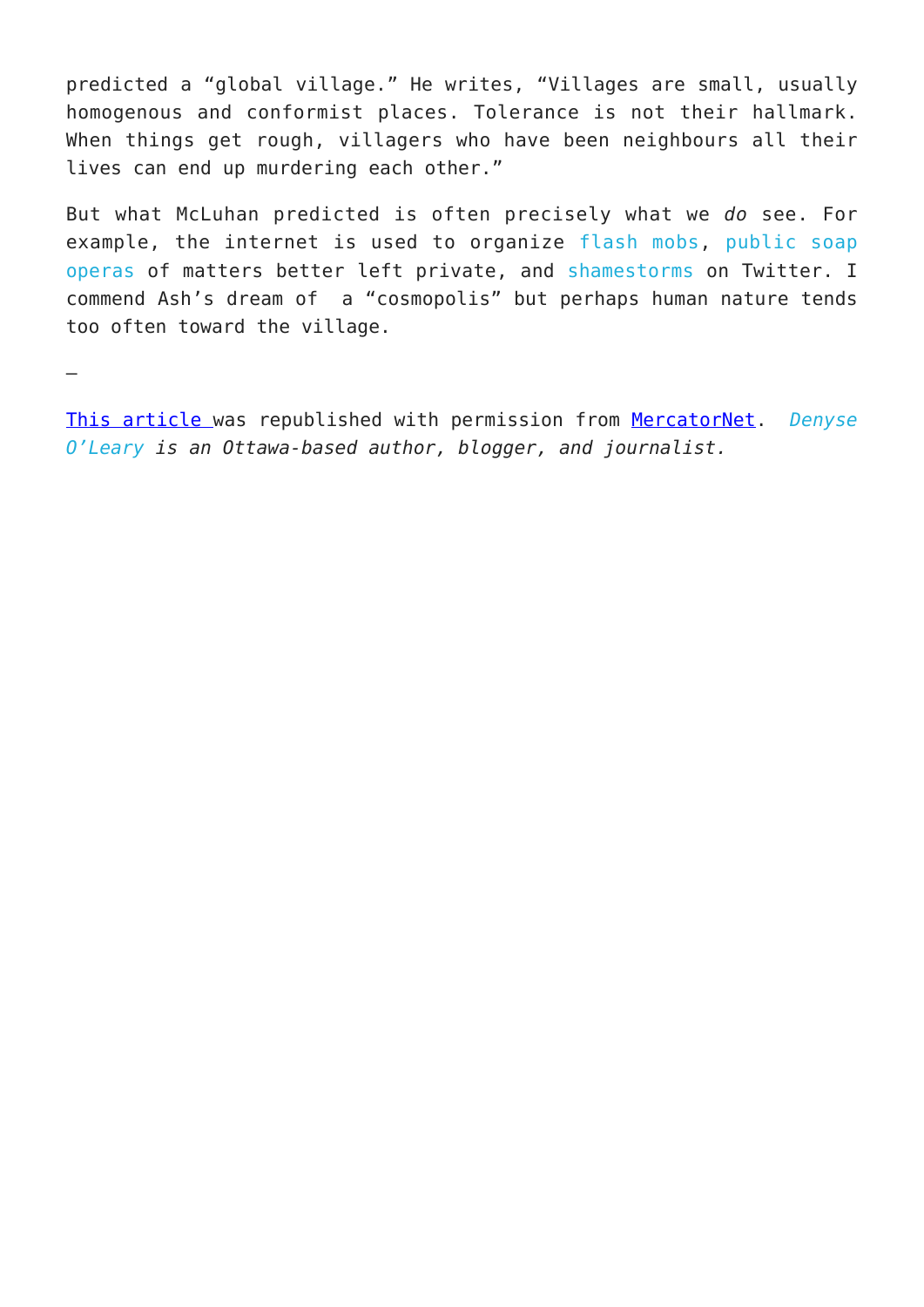predicted a "global village." He writes, "Villages are small, usually homogenous and conformist places. Tolerance is not their hallmark. When things get rough, villagers who have been neighbours all their lives can end up murdering each other."

But what McLuhan predicted is often precisely what we *do* see. For example, the internet is used to organize flash mobs, public soap operas of matters better left private, and shamestorms on Twitter. I commend Ash's dream of a "cosmopolis" but perhaps human nature tends too often toward the village.

—

This article was republished with permission from MercatorNet. *Denyse O'Leary is an Ottawa-based author, blogger, and journalist.*